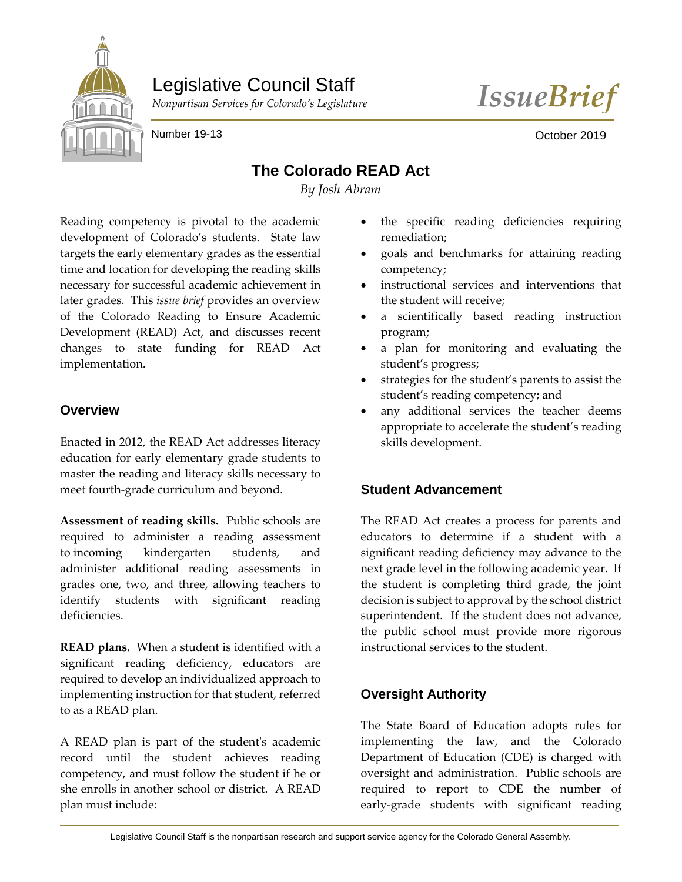Legislative Council Staff

*Nonpartisan Services for Colorado's Legislature*

*IssueBrief*

Number 19-13

October 2019

# The Colorado READ Act

*By Josh Abram*

Reading competency is pivotal to the academic development of Colorado's students. State law targets the early elementary grades as the essential time and location for developing the reading skills necessary for successful academic achievement in later grades. This *issue brief* provides an overview of the Colorado Reading to Ensure Academic Development (READ) Act, and discusses recent changes to state funding for READ Act implementation.

## Overview

Enacted in 2012, the READ Act addresses literacy education for early elementary grade students to master the reading and literacy skills necessary to meet fourth-grade curriculum and beyond.

**Assessment of reading skills.** Public schools are required to administer a reading assessment to incoming kindergarten students, and administer additional reading assessments in grades one, two, and three, allowing teachers to identify students with significant reading deficiencies.

**READ plans.** When a student is identified with a significant reading deficiency, educators are required to develop an individualized approach to implementing instruction for that student, referred to as a READ plan.

A READ plan is part of the student's academic record until the student achieves reading competency, and must follow the student if he or she enrolls in another school or district. A READ plan must include:

- the specific reading deficiencies requiring remediation;
- goals and benchmarks for attaining reading competency;
- instructional services and interventions that the student will receive;
- a scientifically based reading instruction program;
- a plan for monitoring and evaluating the student's progress;
- strategies for the student's parents to assist the student's reading competency; and
- any additional services the teacher deems appropriate to accelerate the student's reading skills development.

## Student Advancement

The READ Act creates a process for parents and educators to determine if a student with a significant reading deficiency may advance to the next grade level in the following academic year. If the student is completing third grade, the joint decision is subject to approval by the school district superintendent. If the student does not advance, the public school must provide more rigorous instructional services to the student.

## Oversight Authority

The State Board of Education adopts rules for implementing the law, and the Colorado Department of Education (CDE) is charged with oversight and administration. Public schools are required to report to CDE the number of early-grade students with significant reading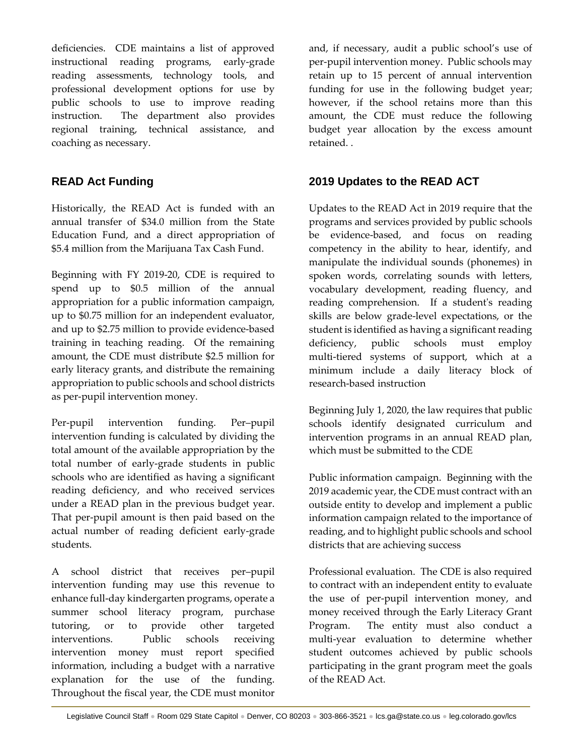deficiencies. CDE maintains a list of approved instructional reading programs, early-grade reading assessments, technology tools, and professional development options for use by public schools to use to improve reading instruction. The department also provides regional training, technical assistance, and coaching as necessary.

## READ Act Funding

Historically, the READ Act is funded with an annual transfer of $34.0 million from the State Education Fund, and a direct appropriation of $5.4 million from the Marijuana Tax Cash Fund.

Beginning with FY 2019-20, CDE is required to spend up to $0.5 million of the annual appropriation for a public information campaign, up to $0.75 million for an independent evaluator, and up to $2.75 million to provide evidence-based training in teaching reading. Of the remaining amount, the CDE must distribute $2.5 million for early literacy grants, and distribute the remaining appropriation to public schools and school districts as per-pupil intervention money.

Per-pupil intervention funding. Per–pupil intervention funding is calculated by dividing the total amount of the available appropriation by the total number of early-grade students in public schools who are identified as having a significant reading deficiency, and who received services under a READ plan in the previous budget year. That per-pupil amount is then paid based on the actual number of reading deficient early-grade students.

A school district that receives per–pupil intervention funding may use this revenue to enhance full-day kindergarten programs, operate a summer school literacy program, purchase tutoring, or to provide other targeted interventions. Public schools receiving intervention money must report specified information, including a budget with a narrative explanation for the use of the funding. Throughout the fiscal year, the CDE must monitor and, if necessary, audit a public school's use of per-pupil intervention money. Public schools may retain up to 15 percent of annual intervention funding for use in the following budget year; however, if the school retains more than this amount, the CDE must reduce the following budget year allocation by the excess amount retained. .

## 2019 Updates to the READ ACT

Updates to the READ Act in 2019 require that the programs and services provided by public schools be evidence-based, and focus on reading competency in the ability to hear, identify, and manipulate the individual sounds (phonemes) in spoken words, correlating sounds with letters, vocabulary development, reading fluency, and reading comprehension. If a student's reading skills are below grade-level expectations, or the student is identified as having a significant reading deficiency, public schools must employ multi-tiered systems of support, which at a minimum include a daily literacy block of research-based instruction

Beginning July 1, 2020, the law requires that public schools identify designated curriculum and intervention programs in an annual READ plan, which must be submitted to the CDE

Public information campaign. Beginning with the 2019 academic year, the CDE must contract with an outside entity to develop and implement a public information campaign related to the importance of reading, and to highlight public schools and school districts that are achieving success

Professional evaluation. The CDE is also required to contract with an independent entity to evaluate the use of per-pupil intervention money, and money received through the Early Literacy Grant Program. The entity must also conduct a multi-year evaluation to determine whether student outcomes achieved by public schools participating in the grant program meet the goals of the READ Act.